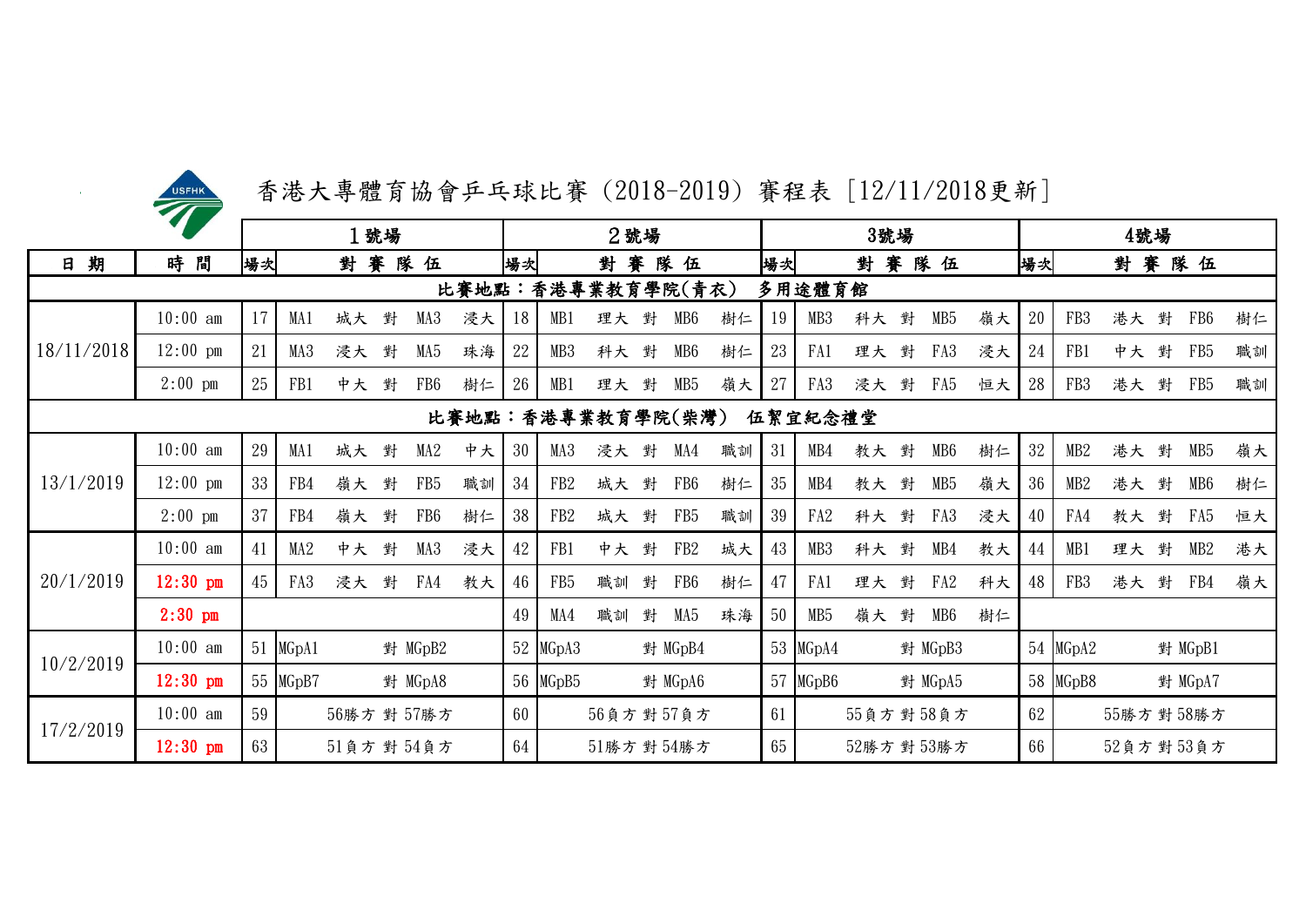# 香港大專體育協會乒乓球比賽（2018-2019）賽程表［12/11/2018更新］

| 日期 | 時間 | 1號場 場次 | 1號場 對賽隊伍 | 2號場 場次 | 2號場 對賽隊伍 | 3號場 場次 | 3號場 對賽隊伍 | 4號場 場次 | 4號場 對賽隊伍 |
|---|---|---|---|---|---|---|---|---|---|
| 比賽地點：香港專業教育學院(青衣) 多用途體育館 | | | | | | | | | |
| 18/11/2018 | 10:00 am | 17 | MA1 城大 對 MA3 浸大 | 18 | MB1 理大 對 MB6 樹仁 | 19 | MB3 科大 對 MB5 嶺大 | 20 | FB3 港大 對 FB6 樹仁 |
| | 12:00 pm | 21 | MA3 浸大 對 MA5 珠海 | 22 | MB3 科大 對 MB6 樹仁 | 23 | FA1 理大 對 FA3 浸大 | 24 | FB1 中大 對 FB5 職訓 |
| | 2:00 pm | 25 | FB1 中大 對 FB6 樹仁 | 26 | MB1 理大 對 MB5 嶺大 | 27 | FA3 浸大 對 FA5 恒大 | 28 | FB3 港大 對 FB5 職訓 |
| 比賽地點：香港專業教育學院(柴灣) 伍絜宜紀念禮堂 | | | | | | | | | |
| 13/1/2019 | 10:00 am | 29 | MA1 城大 對 MA2 中大 | 30 | MA3 浸大 對 MA4 職訓 | 31 | MB4 教大 對 MB6 樹仁 | 32 | MB2 港大 對 MB5 嶺大 |
| | 12:00 pm | 33 | FB4 嶺大 對 FB5 職訓 | 34 | FB2 城大 對 FB6 樹仁 | 35 | MB4 教大 對 MB5 嶺大 | 36 | MB2 港大 對 MB6 樹仁 |
| | 2:00 pm | 37 | FB4 嶺大 對 FB6 樹仁 | 38 | FB2 城大 對 FB5 職訓 | 39 | FA2 科大 對 FA3 浸大 | 40 | FA4 教大 對 FA5 恒大 |
| 20/1/2019 | 10:00 am | 41 | MA2 中大 對 MA3 浸大 | 42 | FB1 中大 對 FB2 城大 | 43 | MB3 科大 對 MB4 教大 | 44 | MB1 理大 對 MB2 港大 |
| | **12:30 pm** | 45 | FA3 浸大 對 FA4 教大 | 46 | FB5 職訓 對 FB6 樹仁 | 47 | FA1 理大 對 FA2 科大 | 48 | FB3 港大 對 FB4 嶺大 |
| | **2:30 pm** | | | 49 | MA4 職訓 對 MA5 珠海 | 50 | MB5 嶺大 對 MB6 樹仁 | | |
| 10/2/2019 | 10:00 am | 51 | MGpA1 對 MGpB2 | 52 | MGpA3 對 MGpB4 | 53 | MGpA4 對 MGpB3 | 54 | MGpA2 對 MGpB1 |
| | **12:30 pm** | 55 | MGpB7 對 MGpA8 | 56 | MGpB5 對 MGpA6 | 57 | MGpB6 對 MGpA5 | 58 | MGpB8 對 MGpA7 |
| 17/2/2019 | 10:00 am | 59 | 56勝方 對 57勝方 | 60 | 56負方 對 57負方 | 61 | 55負方 對 58負方 | 62 | 55勝方 對 58勝方 |
| | **12:30 pm** | 63 | 51負方 對 54負方 | 64 | 51勝方 對 54勝方 | 65 | 52勝方 對 53勝方 | 66 | 52負方 對 53負方 |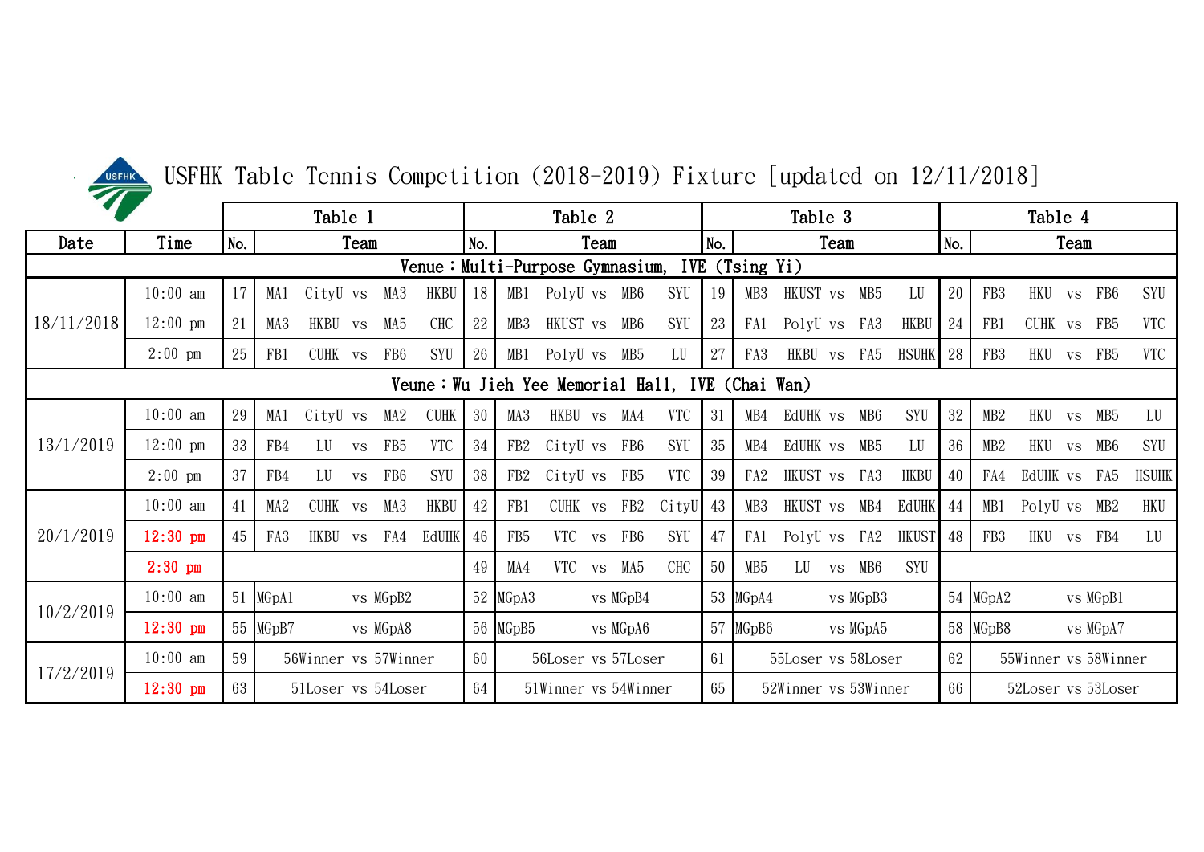# USFHK Table Tennis Competition (2018-2019) Fixture [updated on 12/11/2018]

| | | Table 1 | | Table 2 | | Table 3 | | Table 4 | |
|---|---|---|---|---|---|---|---|---|---|
| Date | Time | No. | Team | No. | Team | No. | Team | No. | Team |
| **Venue：Multi-Purpose Gymnasium, IVE (Tsing Yi)** | | | | | | | | | |
| 18/11/2018 | 10:00 am | 17 | MA1 CityU vs MA3 HKBU | 18 | MB1 PolyU vs MB6 SYU | 19 | MB3 HKUST vs MB5 LU | 20 | FB3 HKU vs FB6 SYU |
| | 12:00 pm | 21 | MA3 HKBU vs MA5 CHC | 22 | MB3 HKUST vs MB6 SYU | 23 | FA1 PolyU vs FA3 HKBU | 24 | FB1 CUHK vs FB5 VTC |
| | 2:00 pm | 25 | FB1 CUHK vs FB6 SYU | 26 | MB1 PolyU vs MB5 LU | 27 | FA3 HKBU vs FA5 HSUHK | 28 | FB3 HKU vs FB5 VTC |
| **Veune：Wu Jieh Yee Memorial Hall, IVE (Chai Wan)** | | | | | | | | | |
| 13/1/2019 | 10:00 am | 29 | MA1 CityU vs MA2 CUHK | 30 | MA3 HKBU vs MA4 VTC | 31 | MB4 EdUHK vs MB6 SYU | 32 | MB2 HKU vs MB5 LU |
| | 12:00 pm | 33 | FB4 LU vs FB5 VTC | 34 | FB2 CityU vs FB6 SYU | 35 | MB4 EdUHK vs MB5 LU | 36 | MB2 HKU vs MB6 SYU |
| | 2:00 pm | 37 | FB4 LU vs FB6 SYU | 38 | FB2 CityU vs FB5 VTC | 39 | FA2 HKUST vs FA3 HKBU | 40 | FA4 EdUHK vs FA5 HSUHK |
| 20/1/2019 | 10:00 am | 41 | MA2 CUHK vs MA3 HKBU | 42 | FB1 CUHK vs FB2 CityU | 43 | MB3 HKUST vs MB4 EdUHK | 44 | MB1 PolyU vs MB2 HKU |
| | 12:30 pm | 45 | FA3 HKBU vs FA4 EdUHK | 46 | FB5 VTC vs FB6 SYU | 47 | FA1 PolyU vs FA2 HKUST | 48 | FB3 HKU vs FB4 LU |
| | 2:30 pm | | | 49 | MA4 VTC vs MA5 CHC | 50 | MB5 LU vs MB6 SYU | | |
| 10/2/2019 | 10:00 am | 51 | MGpA1 vs MGpB2 | 52 | MGpA3 vs MGpB4 | 53 | MGpA4 vs MGpB3 | 54 | MGpA2 vs MGpB1 |
| | 12:30 pm | 55 | MGpB7 vs MGpA8 | 56 | MGpB5 vs MGpA6 | 57 | MGpB6 vs MGpA5 | 58 | MGpB8 vs MGpA7 |
| 17/2/2019 | 10:00 am | 59 | 56Winner vs 57Winner | 60 | 56Loser vs 57Loser | 61 | 55Loser vs 58Loser | 62 | 55Winner vs 58Winner |
| | 12:30 pm | 63 | 51Loser vs 54Loser | 64 | 51Winner vs 54Winner | 65 | 52Winner vs 53Winner | 66 | 52Loser vs 53Loser |